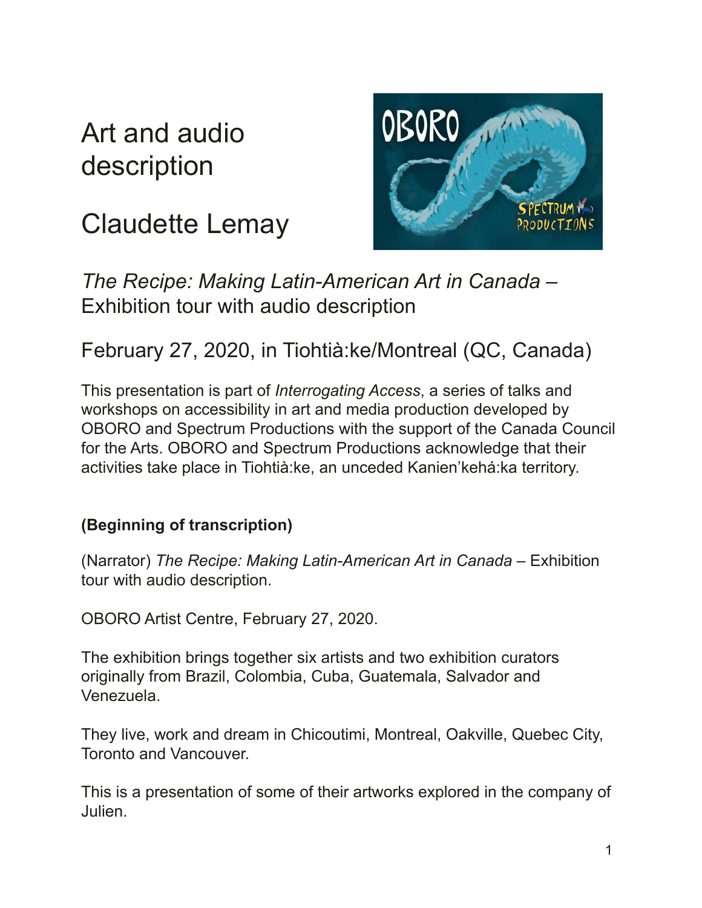# Art and audio description

# Claudette Lemay

## *The Recipe: Making Latin-American Art in Canada* – Exhibition tour with audio description

## February 27, 2020, in Tiohtià:ke/Montreal (QC, Canada)

This presentation is part of *Interrogating Access*, a series of talks and workshops on accessibility in art and media production developed by OBORO and Spectrum Productions with the support of the Canada Council for the Arts. OBORO and Spectrum Productions acknowledge that their activities take place in Tiohtià:ke, an unceded Kanien'kehá:ka territory.

**(Beginning of transcription)**

(Narrator) *The Recipe: Making Latin-American Art in Canada* – Exhibition tour with audio description.

OBORO Artist Centre, February 27, 2020.

The exhibition brings together six artists and two exhibition curators originally from Brazil, Colombia, Cuba, Guatemala, Salvador and Venezuela.

They live, work and dream in Chicoutimi, Montreal, Oakville, Quebec City, Toronto and Vancouver.

This is a presentation of some of their artworks explored in the company of Julien.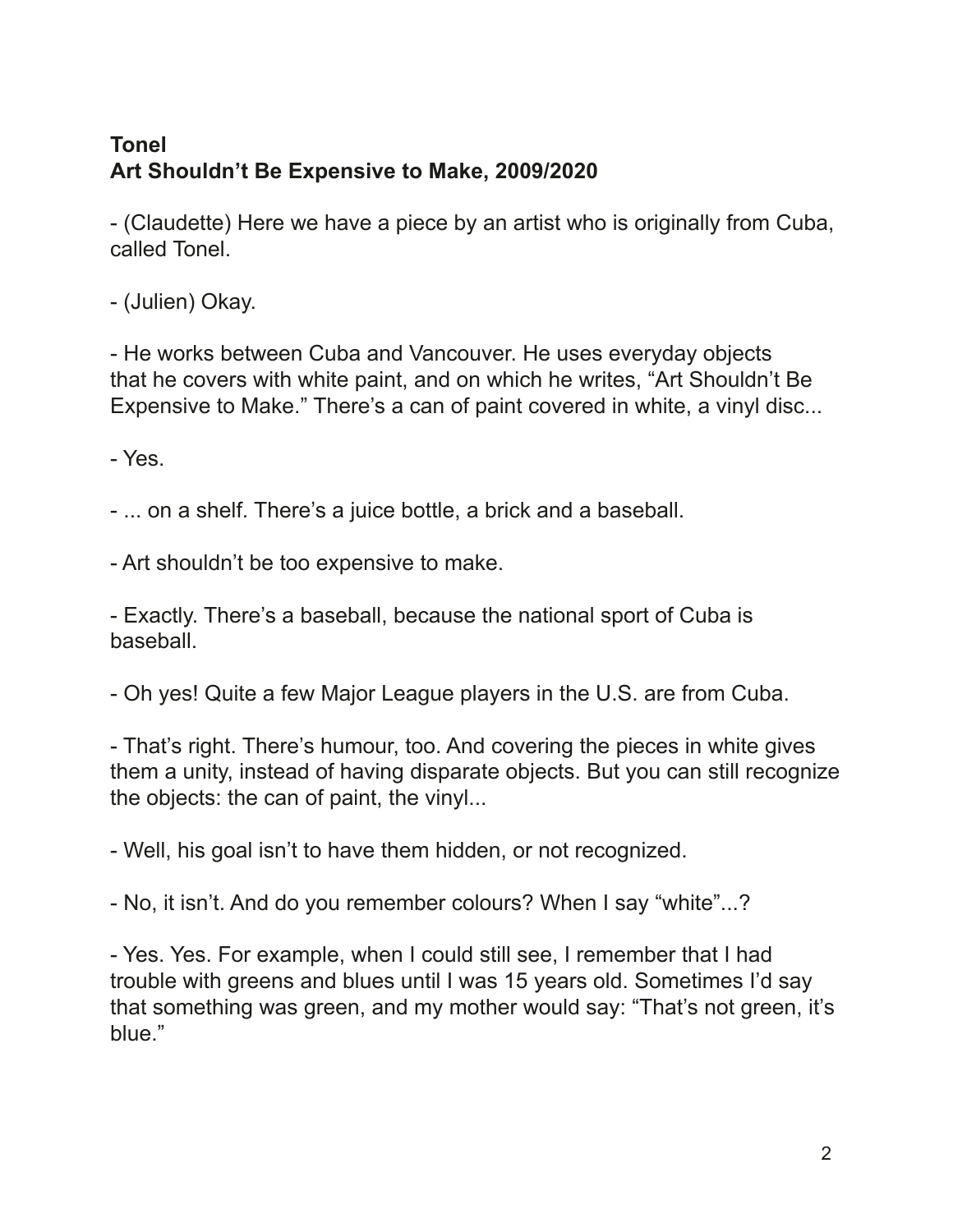**Tonel**
**Art Shouldn't Be Expensive to Make, 2009/2020**

- (Claudette) Here we have a piece by an artist who is originally from Cuba, called Tonel.

- (Julien) Okay.

- He works between Cuba and Vancouver. He uses everyday objects that he covers with white paint, and on which he writes, "Art Shouldn't Be Expensive to Make." There's a can of paint covered in white, a vinyl disc...

- Yes.

- ... on a shelf. There's a juice bottle, a brick and a baseball.

- Art shouldn't be too expensive to make.

- Exactly. There's a baseball, because the national sport of Cuba is baseball.

- Oh yes! Quite a few Major League players in the U.S. are from Cuba.

- That's right. There's humour, too. And covering the pieces in white gives them a unity, instead of having disparate objects. But you can still recognize the objects: the can of paint, the vinyl...

- Well, his goal isn't to have them hidden, or not recognized.

- No, it isn't. And do you remember colours? When I say "white"...?

- Yes. Yes. For example, when I could still see, I remember that I had trouble with greens and blues until I was 15 years old. Sometimes I'd say that something was green, and my mother would say: "That's not green, it's blue."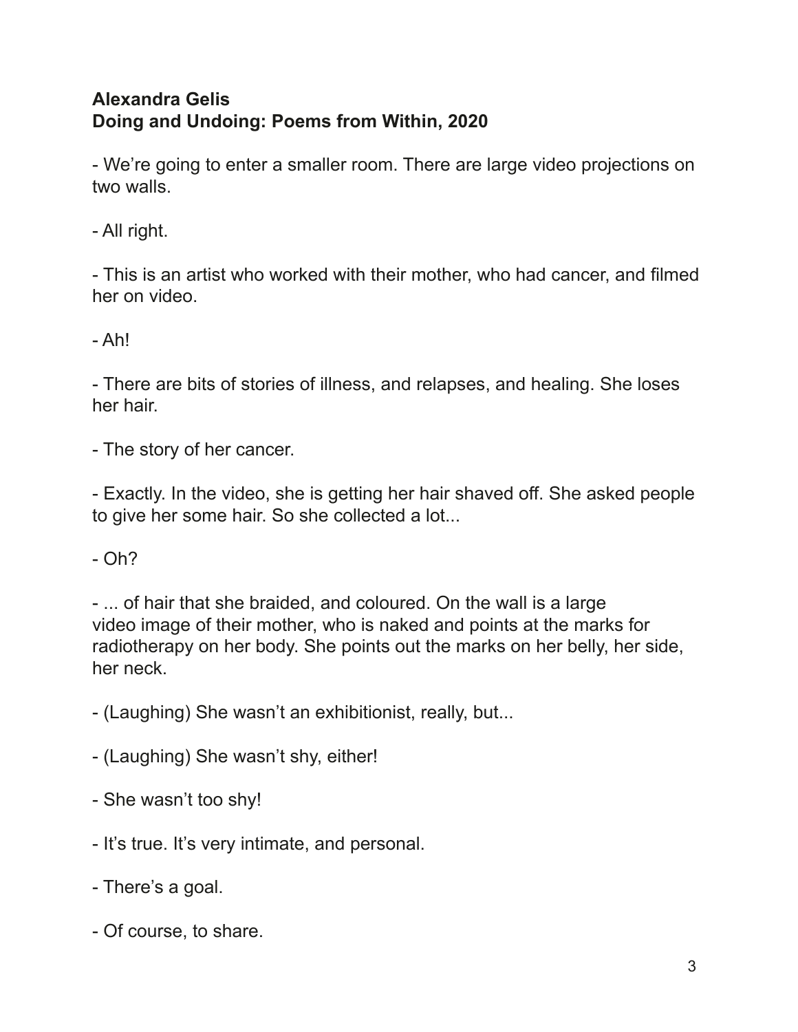**Alexandra Gelis**
**Doing and Undoing: Poems from Within, 2020**

- We're going to enter a smaller room. There are large video projections on two walls.

- All right.

- This is an artist who worked with their mother, who had cancer, and filmed her on video.

- Ah!

- There are bits of stories of illness, and relapses, and healing. She loses her hair.

- The story of her cancer.

- Exactly. In the video, she is getting her hair shaved off. She asked people to give her some hair. So she collected a lot...

- Oh?

- ... of hair that she braided, and coloured. On the wall is a large video image of their mother, who is naked and points at the marks for radiotherapy on her body. She points out the marks on her belly, her side, her neck.

- (Laughing) She wasn't an exhibitionist, really, but...

- (Laughing) She wasn't shy, either!

- She wasn't too shy!

- It's true. It's very intimate, and personal.

- There's a goal.

- Of course, to share.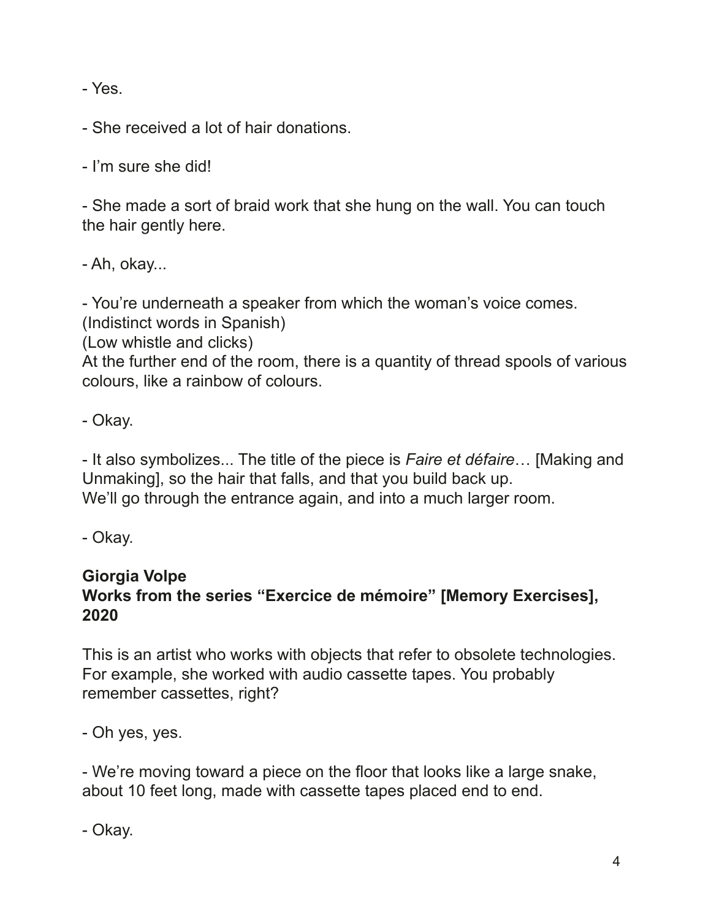- Yes.

- She received a lot of hair donations.

- I'm sure she did!

- She made a sort of braid work that she hung on the wall. You can touch the hair gently here.

- Ah, okay...

- You're underneath a speaker from which the woman's voice comes.
(Indistinct words in Spanish)
(Low whistle and clicks)
At the further end of the room, there is a quantity of thread spools of various colours, like a rainbow of colours.

- Okay.

- It also symbolizes... The title of the piece is *Faire et défaire*… [Making and Unmaking], so the hair that falls, and that you build back up.
We'll go through the entrance again, and into a much larger room.

- Okay.

**Giorgia Volpe**
**Works from the series "Exercice de mémoire" [Memory Exercises], 2020**

This is an artist who works with objects that refer to obsolete technologies. For example, she worked with audio cassette tapes. You probably remember cassettes, right?

- Oh yes, yes.

- We're moving toward a piece on the floor that looks like a large snake, about 10 feet long, made with cassette tapes placed end to end.

- Okay.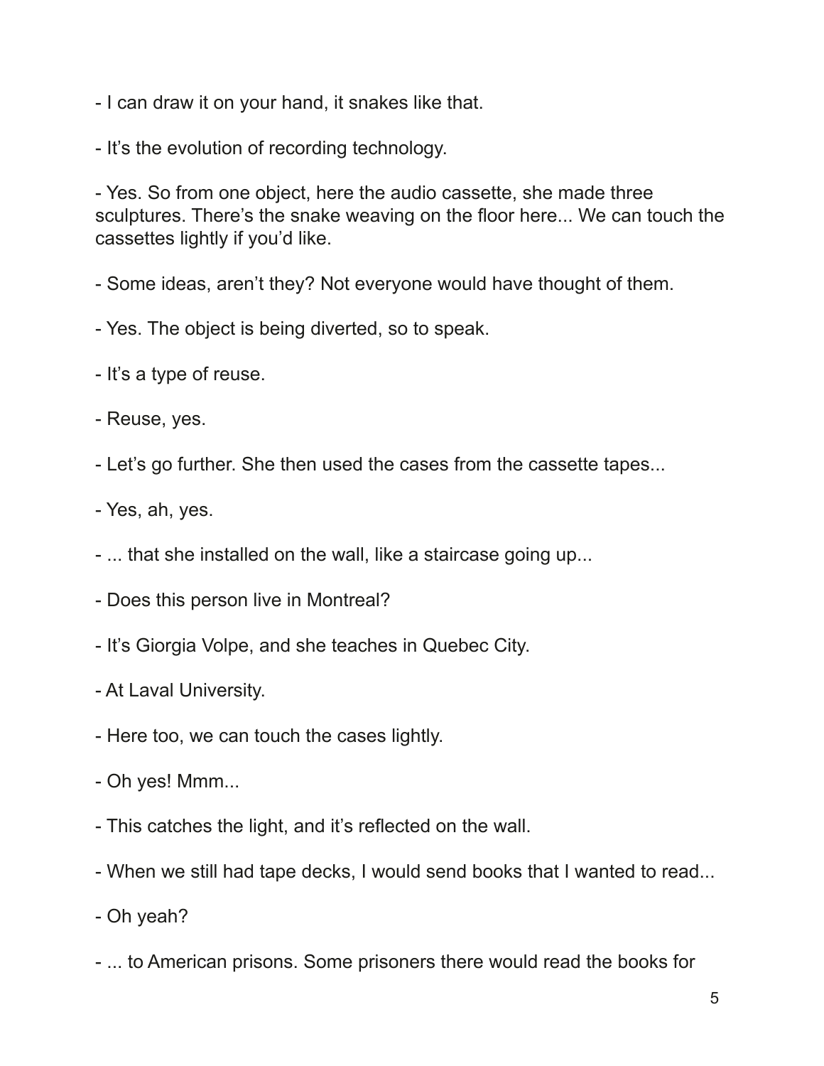- I can draw it on your hand, it snakes like that.

- It's the evolution of recording technology.

- Yes. So from one object, here the audio cassette, she made three sculptures. There's the snake weaving on the floor here... We can touch the cassettes lightly if you'd like.

- Some ideas, aren't they? Not everyone would have thought of them.

- Yes. The object is being diverted, so to speak.

- It's a type of reuse.

- Reuse, yes.

- Let's go further. She then used the cases from the cassette tapes...

- Yes, ah, yes.

- ... that she installed on the wall, like a staircase going up...

- Does this person live in Montreal?

- It's Giorgia Volpe, and she teaches in Quebec City.

- At Laval University.

- Here too, we can touch the cases lightly.

- Oh yes! Mmm...

- This catches the light, and it's reflected on the wall.

- When we still had tape decks, I would send books that I wanted to read...

- Oh yeah?

- ... to American prisons. Some prisoners there would read the books for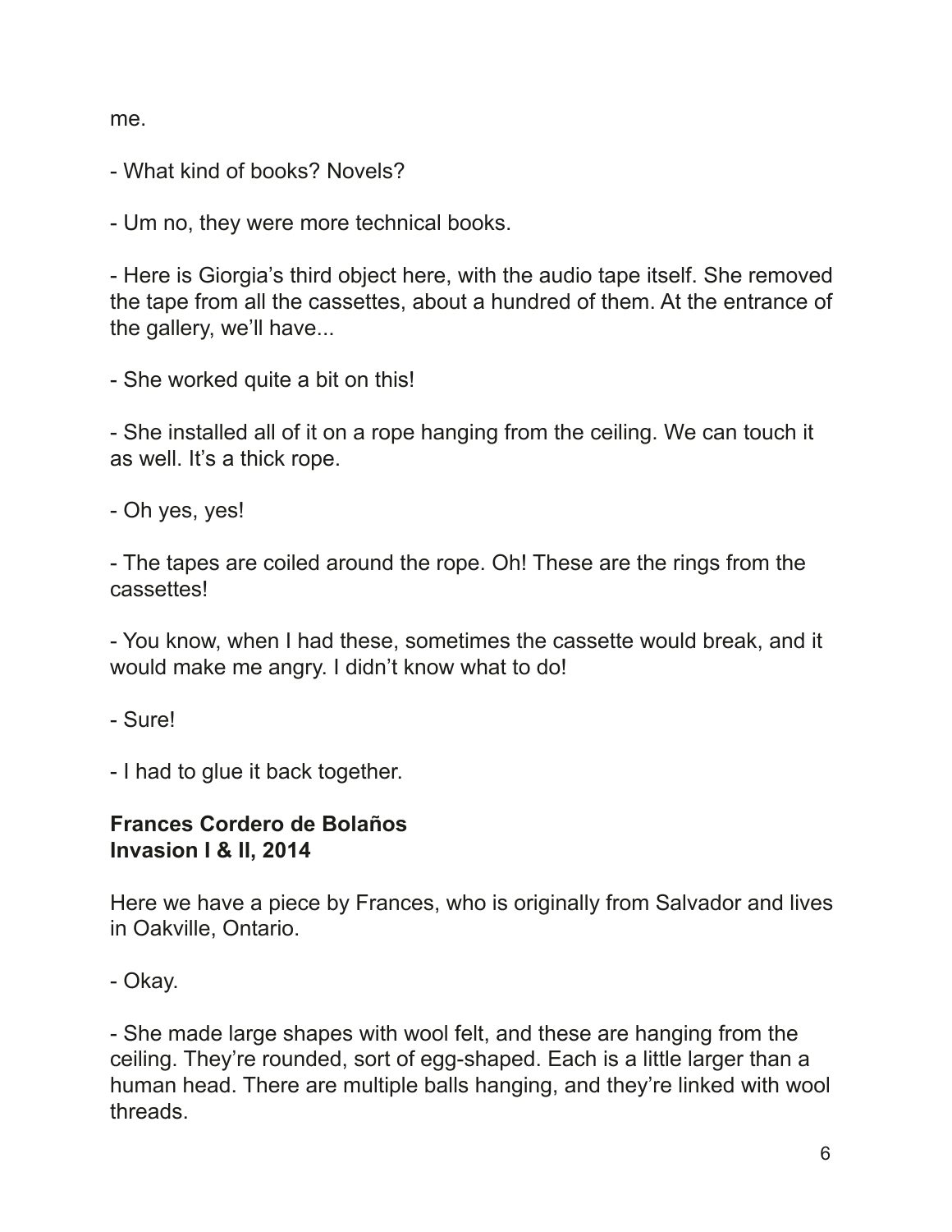me.

- What kind of books? Novels?

- Um no, they were more technical books.

- Here is Giorgia's third object here, with the audio tape itself. She removed the tape from all the cassettes, about a hundred of them. At the entrance of the gallery, we'll have...

- She worked quite a bit on this!

- She installed all of it on a rope hanging from the ceiling. We can touch it as well. It's a thick rope.

- Oh yes, yes!

- The tapes are coiled around the rope. Oh! These are the rings from the cassettes!

- You know, when I had these, sometimes the cassette would break, and it would make me angry. I didn't know what to do!

- Sure!

- I had to glue it back together.

**Frances Cordero de Bolaños**
**Invasion I & II, 2014**

Here we have a piece by Frances, who is originally from Salvador and lives in Oakville, Ontario.

- Okay.

- She made large shapes with wool felt, and these are hanging from the ceiling. They're rounded, sort of egg-shaped. Each is a little larger than a human head. There are multiple balls hanging, and they're linked with wool threads.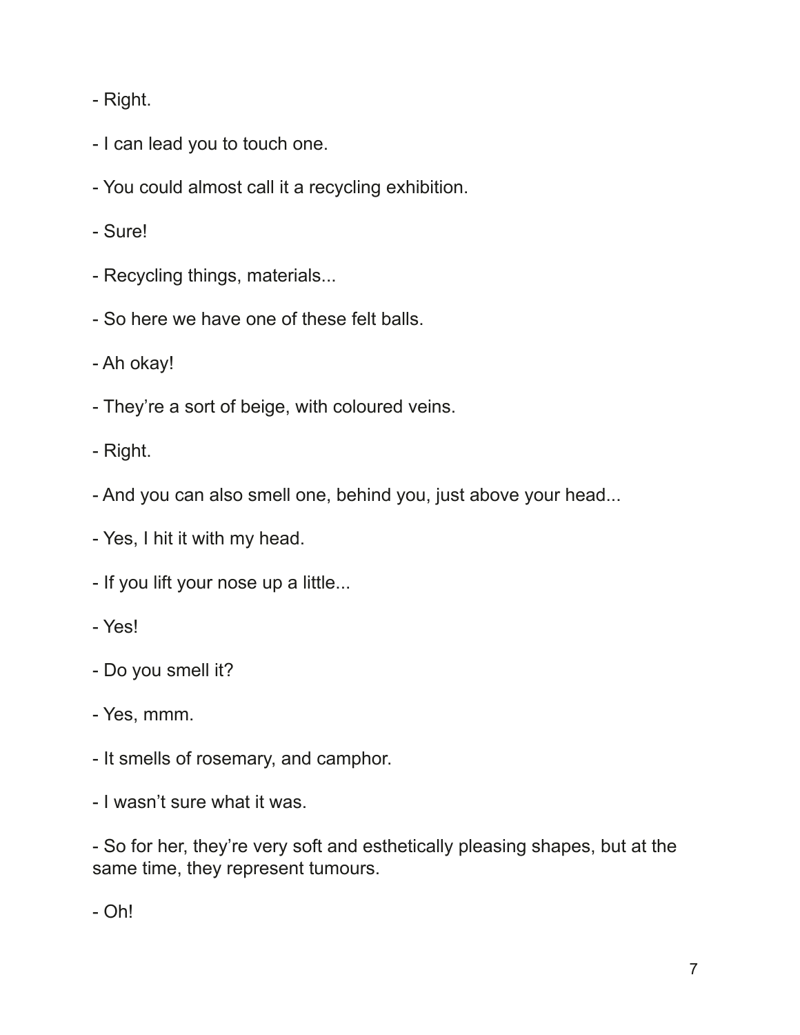- Right.

- I can lead you to touch one.

- You could almost call it a recycling exhibition.

- Sure!

- Recycling things, materials...

- So here we have one of these felt balls.

- Ah okay!

- They're a sort of beige, with coloured veins.

- Right.

- And you can also smell one, behind you, just above your head...

- Yes, I hit it with my head.

- If you lift your nose up a little...

- Yes!

- Do you smell it?

- Yes, mmm.

- It smells of rosemary, and camphor.

- I wasn't sure what it was.

- So for her, they're very soft and esthetically pleasing shapes, but at the same time, they represent tumours.

- Oh!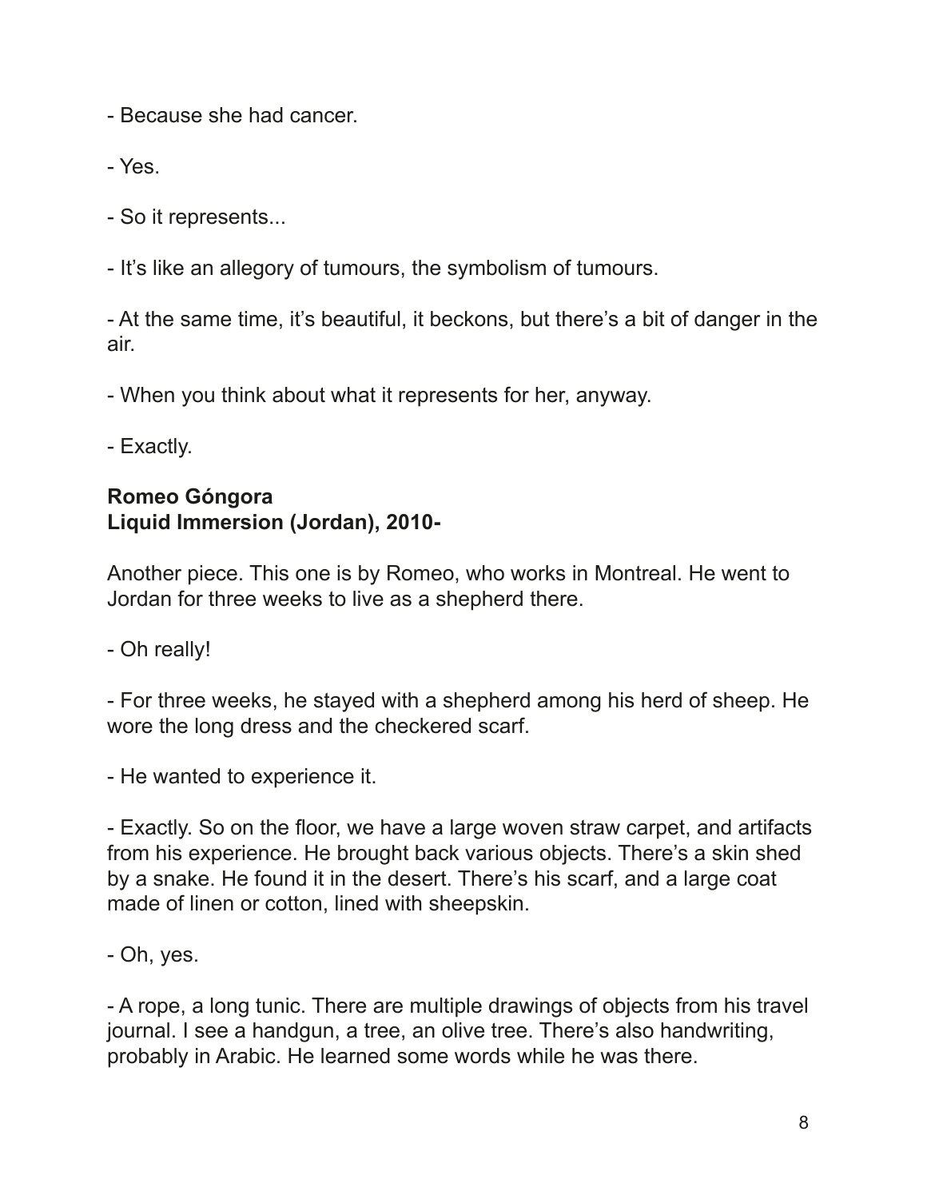- Because she had cancer.

- Yes.

- So it represents...

- It's like an allegory of tumours, the symbolism of tumours.

- At the same time, it's beautiful, it beckons, but there's a bit of danger in the air.

- When you think about what it represents for her, anyway.

- Exactly.

**Romeo Góngora**
**Liquid Immersion (Jordan), 2010-**

Another piece. This one is by Romeo, who works in Montreal. He went to Jordan for three weeks to live as a shepherd there.

- Oh really!

- For three weeks, he stayed with a shepherd among his herd of sheep. He wore the long dress and the checkered scarf.

- He wanted to experience it.

- Exactly. So on the floor, we have a large woven straw carpet, and artifacts from his experience. He brought back various objects. There's a skin shed by a snake. He found it in the desert. There's his scarf, and a large coat made of linen or cotton, lined with sheepskin.

- Oh, yes.

- A rope, a long tunic. There are multiple drawings of objects from his travel journal. I see a handgun, a tree, an olive tree. There's also handwriting, probably in Arabic. He learned some words while he was there.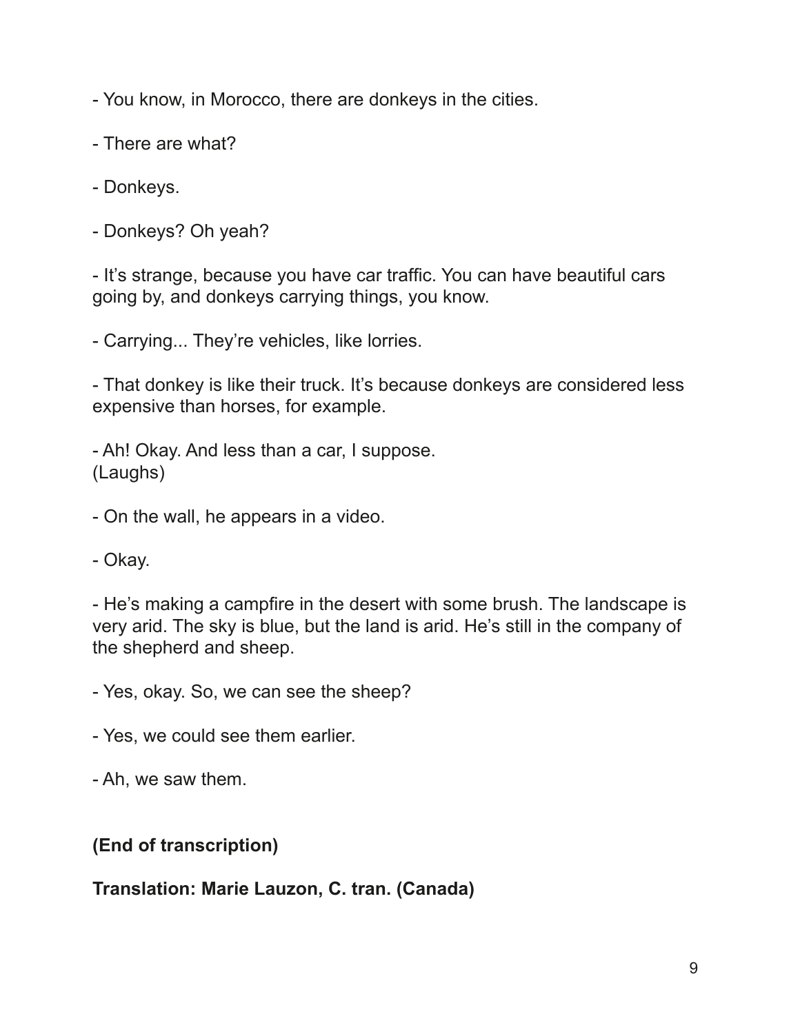- You know, in Morocco, there are donkeys in the cities.

- There are what?

- Donkeys.

- Donkeys? Oh yeah?

- It's strange, because you have car traffic. You can have beautiful cars going by, and donkeys carrying things, you know.

- Carrying... They're vehicles, like lorries.

- That donkey is like their truck. It's because donkeys are considered less expensive than horses, for example.

- Ah! Okay. And less than a car, I suppose.
(Laughs)

- On the wall, he appears in a video.

- Okay.

- He's making a campfire in the desert with some brush. The landscape is very arid. The sky is blue, but the land is arid. He's still in the company of the shepherd and sheep.

- Yes, okay. So, we can see the sheep?

- Yes, we could see them earlier.

- Ah, we saw them.

**(End of transcription)**

**Translation: Marie Lauzon, C. tran. (Canada)**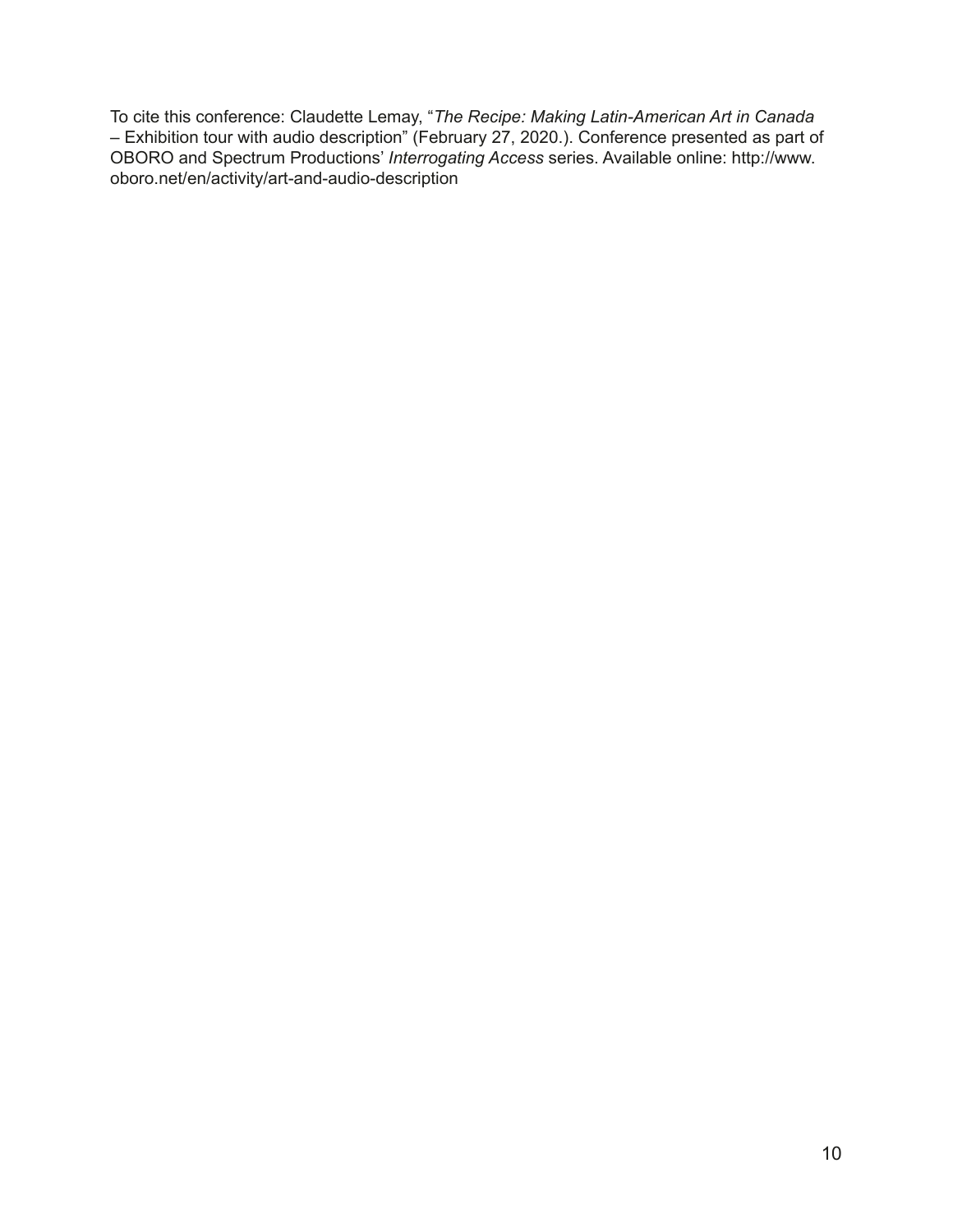To cite this conference: Claudette Lemay, "*The Recipe: Making Latin-American Art in Canada* – Exhibition tour with audio description" (February 27, 2020.). Conference presented as part of OBORO and Spectrum Productions' *Interrogating Access* series. Available online: http://www.oboro.net/en/activity/art-and-audio-description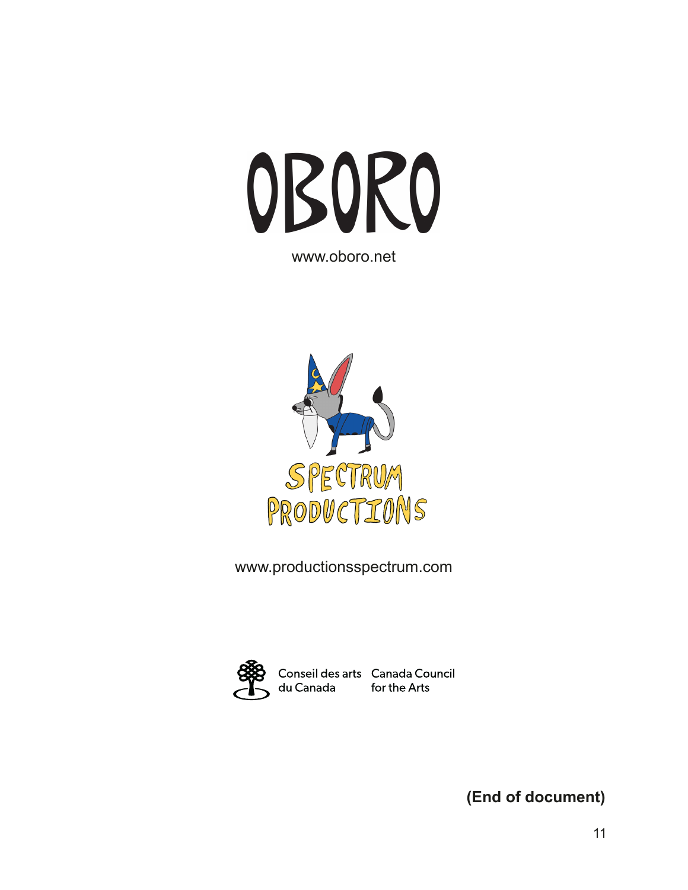OBORO

www.oboro.net

SPECTRUM PRODUCTIONS

www.productionsspectrum.com

Conseil des arts du Canada | Canada Council for the Arts

**(End of document)**